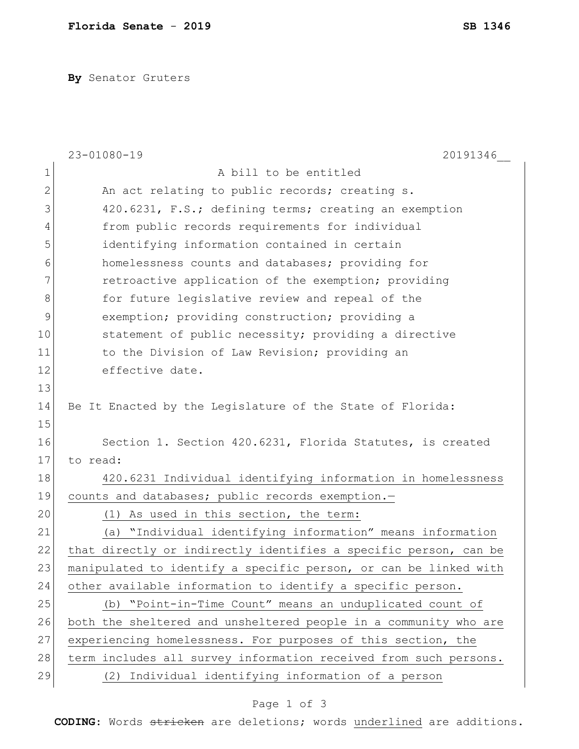**Florida Senate - 2019** **SB 1346**

**By** Senator Gruters

23-01080-19 20191346__

A bill to be entitled

An act relating to public records; creating s. 420.6231, F.S.; defining terms; creating an exemption from public records requirements for individual identifying information contained in certain homelessness counts and databases; providing for retroactive application of the exemption; providing for future legislative review and repeal of the exemption; providing construction; providing a statement of public necessity; providing a directive to the Division of Law Revision; providing an effective date.

Be It Enacted by the Legislature of the State of Florida:

Section 1. Section 420.6231, Florida Statutes, is created to read:

420.6231 Individual identifying information in homelessness counts and databases; public records exemption.—

(1) As used in this section, the term:

(a) "Individual identifying information" means information that directly or indirectly identifies a specific person, can be manipulated to identify a specific person, or can be linked with other available information to identify a specific person.

(b) "Point-in-Time Count" means an unduplicated count of both the sheltered and unsheltered people in a community who are experiencing homelessness. For purposes of this section, the term includes all survey information received from such persons.

(2) Individual identifying information of a person

**CODING:** Words ~~stricken~~ are deletions; words underlined are additions.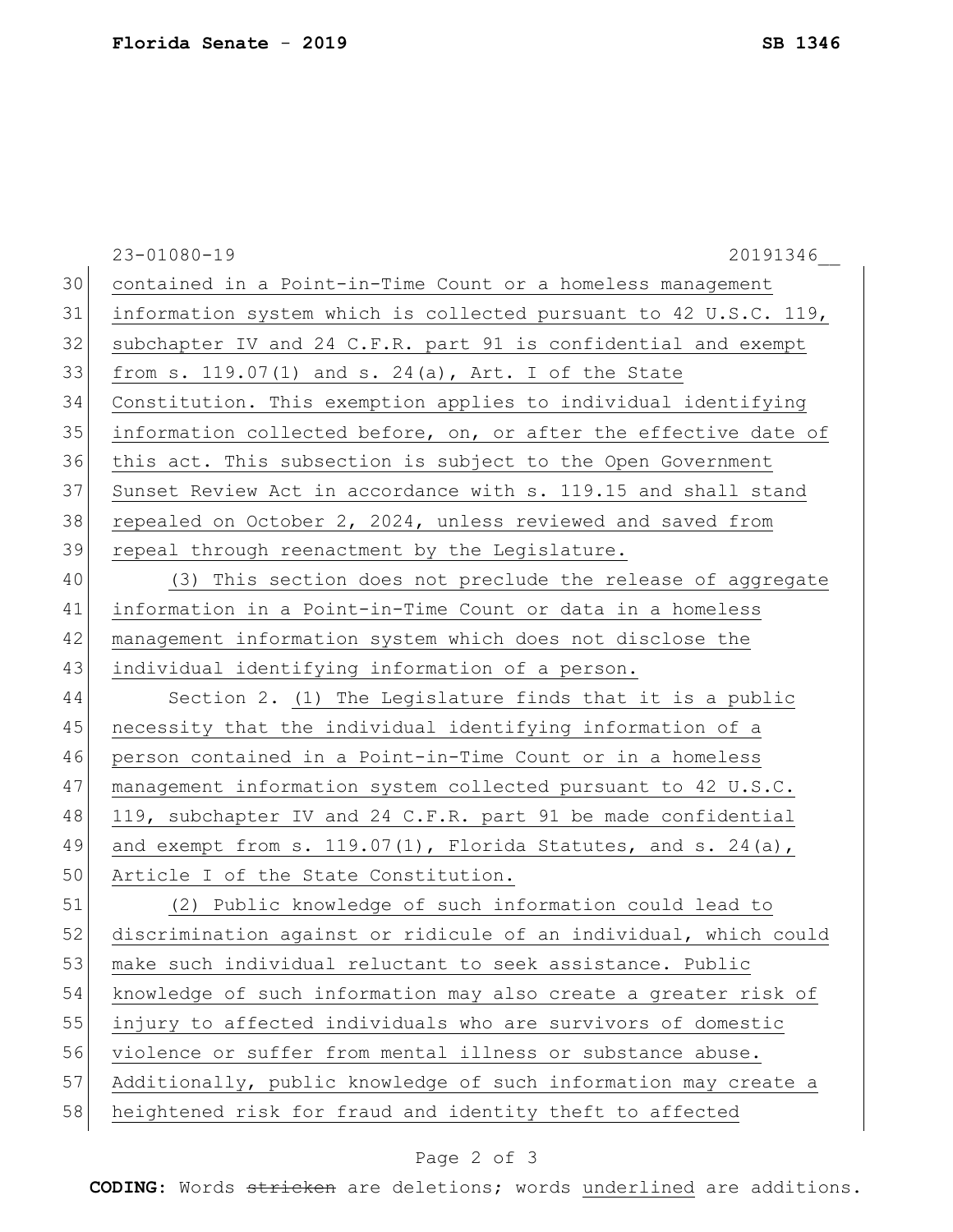contained in a Point-in-Time Count or a homeless management information system which is collected pursuant to 42 U.S.C. 119, subchapter IV and 24 C.F.R. part 91 is confidential and exempt from s. 119.07(1) and s. 24(a), Art. I of the State Constitution. This exemption applies to individual identifying information collected before, on, or after the effective date of this act. This subsection is subject to the Open Government Sunset Review Act in accordance with s. 119.15 and shall stand repealed on October 2, 2024, unless reviewed and saved from repeal through reenactment by the Legislature.

(3) This section does not preclude the release of aggregate information in a Point-in-Time Count or data in a homeless management information system which does not disclose the individual identifying information of a person.

Section 2. (1) The Legislature finds that it is a public necessity that the individual identifying information of a person contained in a Point-in-Time Count or in a homeless management information system collected pursuant to 42 U.S.C. 119, subchapter IV and 24 C.F.R. part 91 be made confidential and exempt from s. 119.07(1), Florida Statutes, and s. 24(a), Article I of the State Constitution.

(2) Public knowledge of such information could lead to discrimination against or ridicule of an individual, which could make such individual reluctant to seek assistance. Public knowledge of such information may also create a greater risk of injury to affected individuals who are survivors of domestic violence or suffer from mental illness or substance abuse. Additionally, public knowledge of such information may create a heightened risk for fraud and identity theft to affected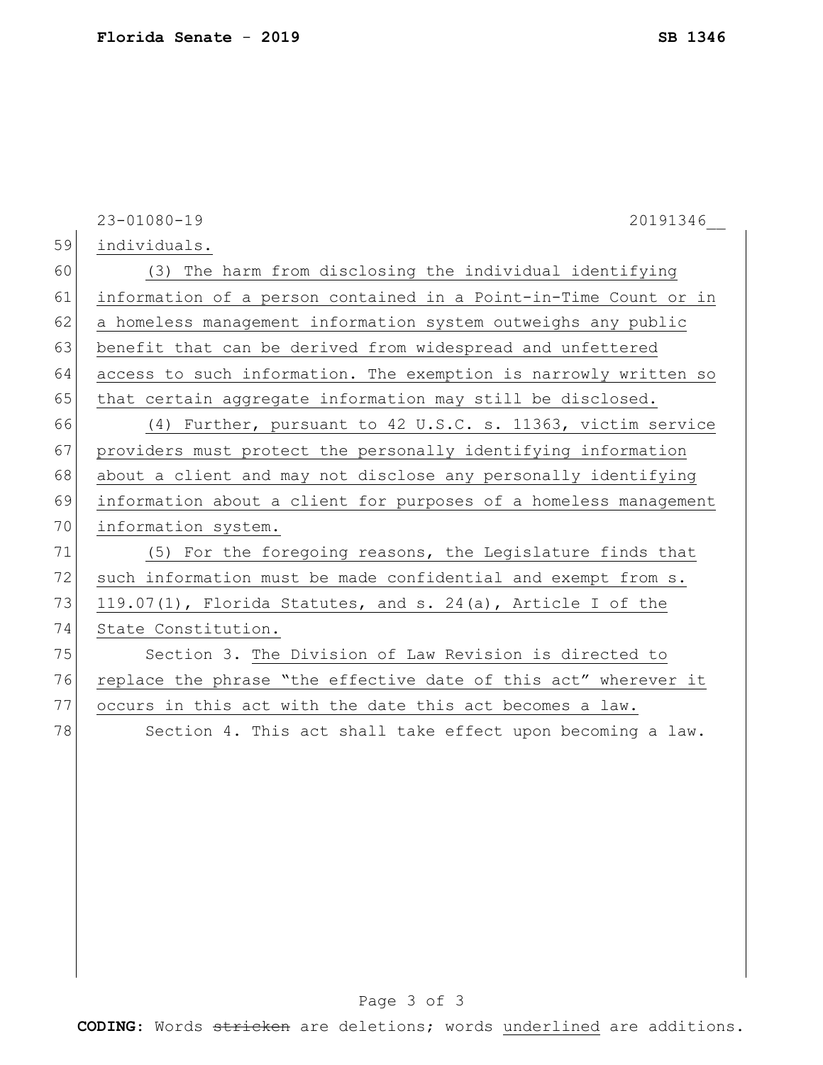individuals.

(3) The harm from disclosing the individual identifying information of a person contained in a Point-in-Time Count or in a homeless management information system outweighs any public benefit that can be derived from widespread and unfettered access to such information. The exemption is narrowly written so that certain aggregate information may still be disclosed.

(4) Further, pursuant to 42 U.S.C. s. 11363, victim service providers must protect the personally identifying information about a client and may not disclose any personally identifying information about a client for purposes of a homeless management information system.

(5) For the foregoing reasons, the Legislature finds that such information must be made confidential and exempt from s. 119.07(1), Florida Statutes, and s. 24(a), Article I of the State Constitution.

Section 3. The Division of Law Revision is directed to replace the phrase "the effective date of this act" wherever it occurs in this act with the date this act becomes a law.

Section 4. This act shall take effect upon becoming a law.